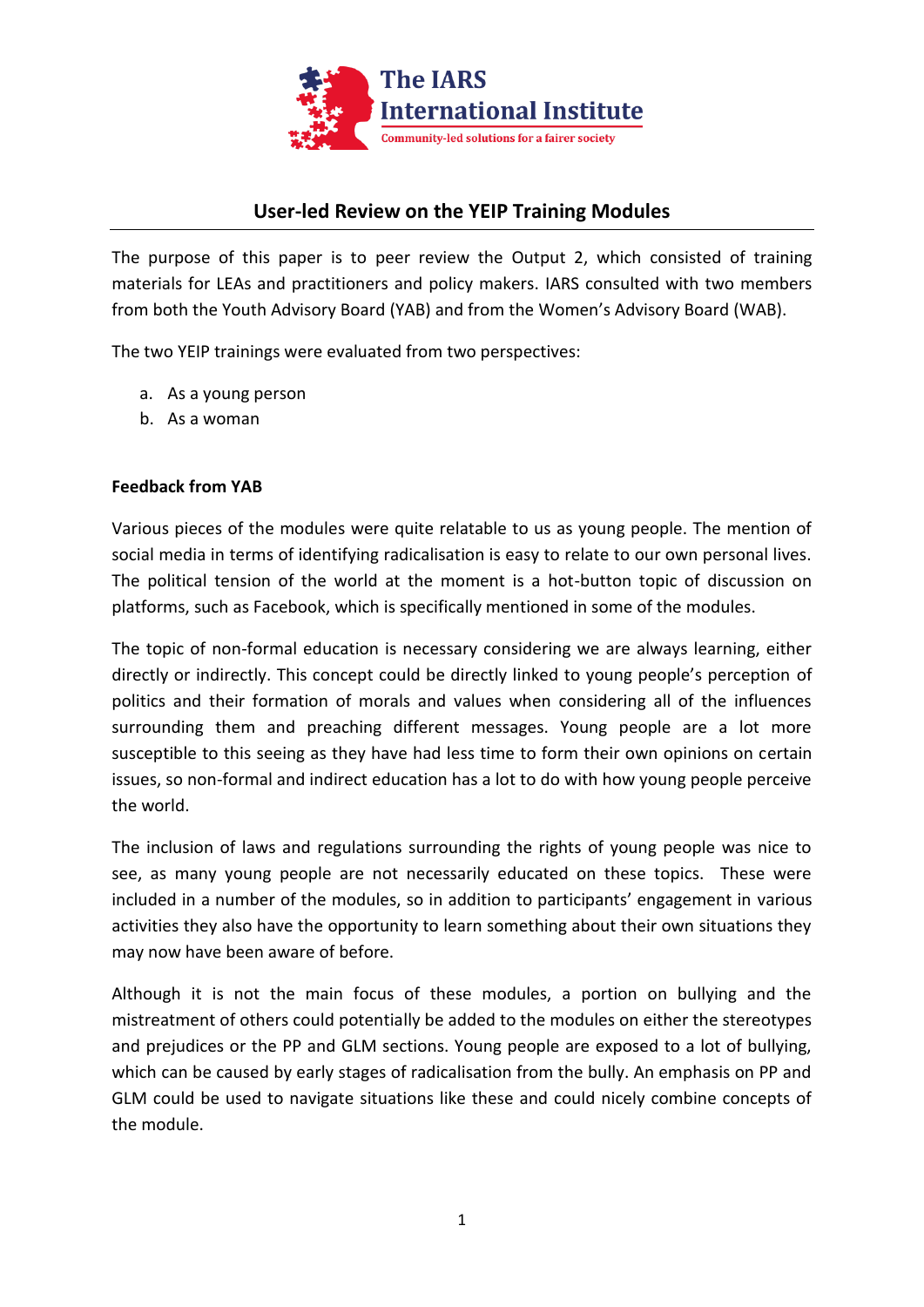The IARS International Institute

Community-led solutions for a fairer society

# User-led Review on the YEIP Training Modules

The purpose of this paper is to peer review the Output 2, which consisted of training materials for LEAs and practitioners and policy makers. IARS consulted with two members from both the Youth Advisory Board (YAB) and from the Women's Advisory Board (WAB).

The two YEIP trainings were evaluated from two perspectives:

a. As a young person
b. As a woman

**Feedback from YAB**

Various pieces of the modules were quite relatable to us as young people. The mention of social media in terms of identifying radicalisation is easy to relate to our own personal lives. The political tension of the world at the moment is a hot-button topic of discussion on platforms, such as Facebook, which is specifically mentioned in some of the modules.

The topic of non-formal education is necessary considering we are always learning, either directly or indirectly. This concept could be directly linked to young people's perception of politics and their formation of morals and values when considering all of the influences surrounding them and preaching different messages. Young people are a lot more susceptible to this seeing as they have had less time to form their own opinions on certain issues, so non-formal and indirect education has a lot to do with how young people perceive the world.

The inclusion of laws and regulations surrounding the rights of young people was nice to see, as many young people are not necessarily educated on these topics. These were included in a number of the modules, so in addition to participants' engagement in various activities they also have the opportunity to learn something about their own situations they may now have been aware of before.

Although it is not the main focus of these modules, a portion on bullying and the mistreatment of others could potentially be added to the modules on either the stereotypes and prejudices or the PP and GLM sections. Young people are exposed to a lot of bullying, which can be caused by early stages of radicalisation from the bully. An emphasis on PP and GLM could be used to navigate situations like these and could nicely combine concepts of the module.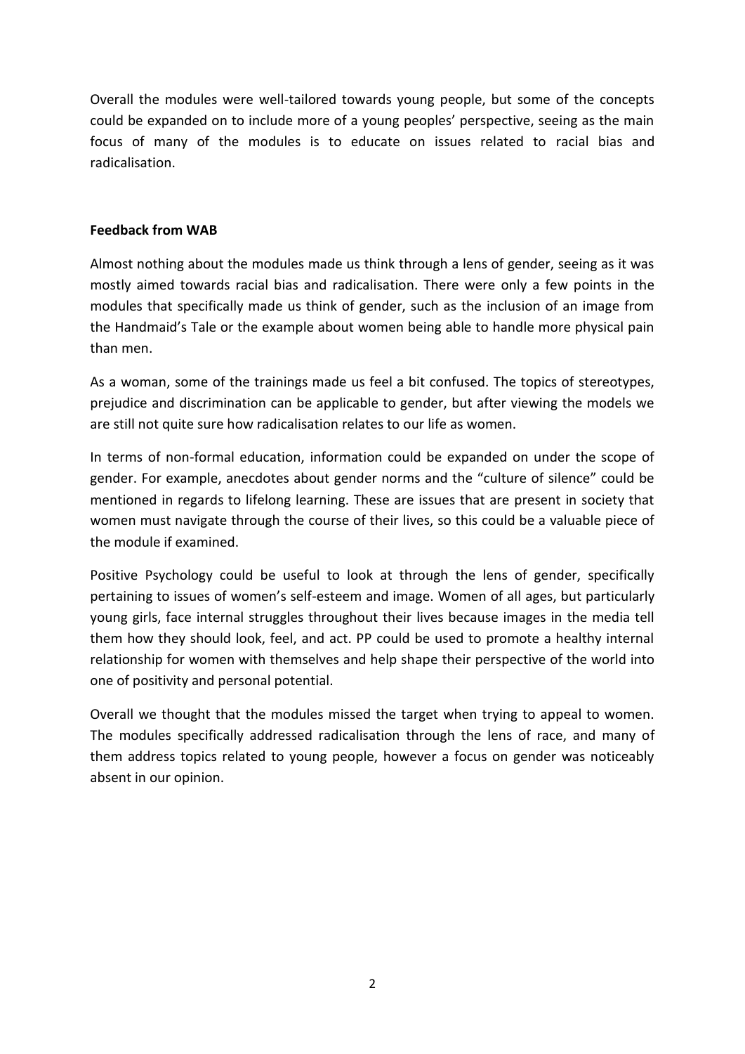Overall the modules were well-tailored towards young people, but some of the concepts could be expanded on to include more of a young peoples' perspective, seeing as the main focus of many of the modules is to educate on issues related to racial bias and radicalisation.

**Feedback from WAB**

Almost nothing about the modules made us think through a lens of gender, seeing as it was mostly aimed towards racial bias and radicalisation. There were only a few points in the modules that specifically made us think of gender, such as the inclusion of an image from the Handmaid's Tale or the example about women being able to handle more physical pain than men.

As a woman, some of the trainings made us feel a bit confused. The topics of stereotypes, prejudice and discrimination can be applicable to gender, but after viewing the models we are still not quite sure how radicalisation relates to our life as women.

In terms of non-formal education, information could be expanded on under the scope of gender. For example, anecdotes about gender norms and the "culture of silence" could be mentioned in regards to lifelong learning. These are issues that are present in society that women must navigate through the course of their lives, so this could be a valuable piece of the module if examined.

Positive Psychology could be useful to look at through the lens of gender, specifically pertaining to issues of women's self-esteem and image. Women of all ages, but particularly young girls, face internal struggles throughout their lives because images in the media tell them how they should look, feel, and act. PP could be used to promote a healthy internal relationship for women with themselves and help shape their perspective of the world into one of positivity and personal potential.

Overall we thought that the modules missed the target when trying to appeal to women. The modules specifically addressed radicalisation through the lens of race, and many of them address topics related to young people, however a focus on gender was noticeably absent in our opinion.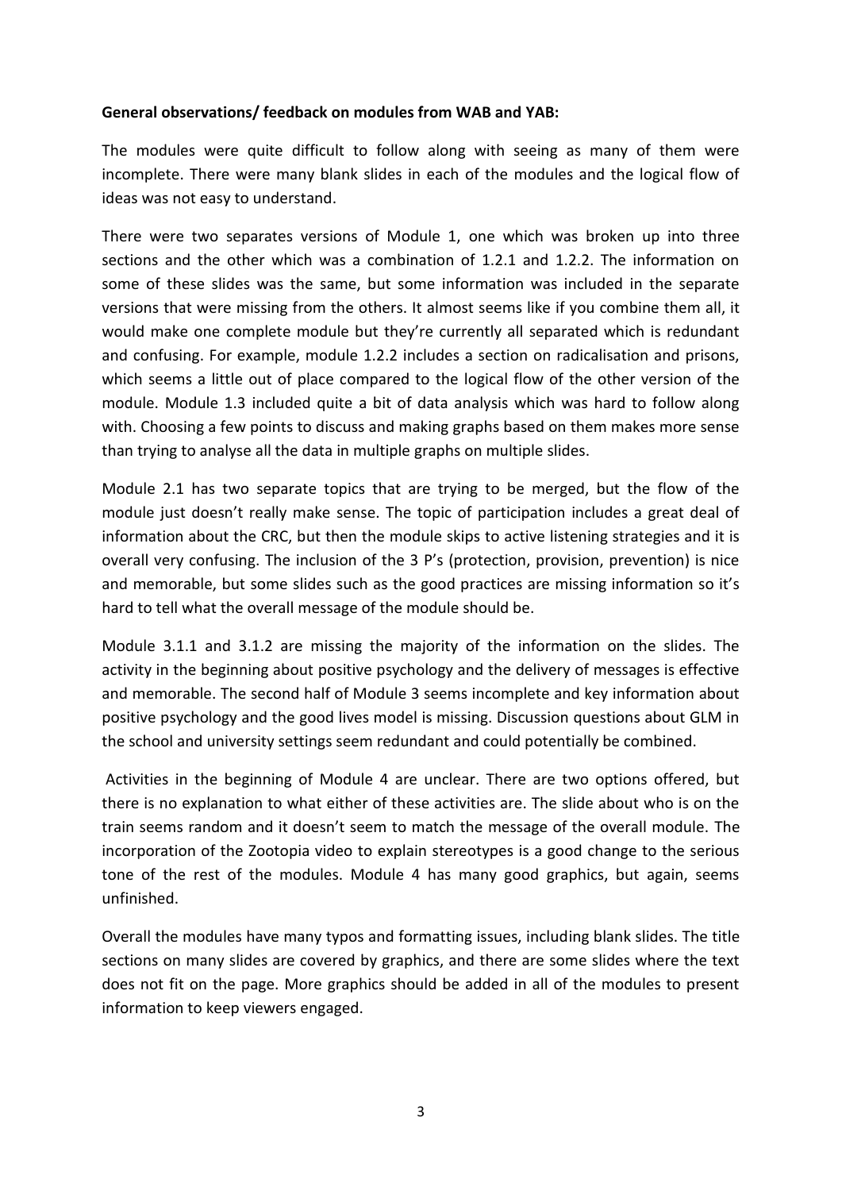**General observations/ feedback on modules from WAB and YAB:**

The modules were quite difficult to follow along with seeing as many of them were incomplete. There were many blank slides in each of the modules and the logical flow of ideas was not easy to understand.

There were two separates versions of Module 1, one which was broken up into three sections and the other which was a combination of 1.2.1 and 1.2.2. The information on some of these slides was the same, but some information was included in the separate versions that were missing from the others. It almost seems like if you combine them all, it would make one complete module but they're currently all separated which is redundant and confusing. For example, module 1.2.2 includes a section on radicalisation and prisons, which seems a little out of place compared to the logical flow of the other version of the module. Module 1.3 included quite a bit of data analysis which was hard to follow along with. Choosing a few points to discuss and making graphs based on them makes more sense than trying to analyse all the data in multiple graphs on multiple slides.

Module 2.1 has two separate topics that are trying to be merged, but the flow of the module just doesn't really make sense. The topic of participation includes a great deal of information about the CRC, but then the module skips to active listening strategies and it is overall very confusing. The inclusion of the 3 P's (protection, provision, prevention) is nice and memorable, but some slides such as the good practices are missing information so it's hard to tell what the overall message of the module should be.

Module 3.1.1 and 3.1.2 are missing the majority of the information on the slides. The activity in the beginning about positive psychology and the delivery of messages is effective and memorable. The second half of Module 3 seems incomplete and key information about positive psychology and the good lives model is missing. Discussion questions about GLM in the school and university settings seem redundant and could potentially be combined.

Activities in the beginning of Module 4 are unclear. There are two options offered, but there is no explanation to what either of these activities are. The slide about who is on the train seems random and it doesn't seem to match the message of the overall module. The incorporation of the Zootopia video to explain stereotypes is a good change to the serious tone of the rest of the modules. Module 4 has many good graphics, but again, seems unfinished.

Overall the modules have many typos and formatting issues, including blank slides. The title sections on many slides are covered by graphics, and there are some slides where the text does not fit on the page. More graphics should be added in all of the modules to present information to keep viewers engaged.